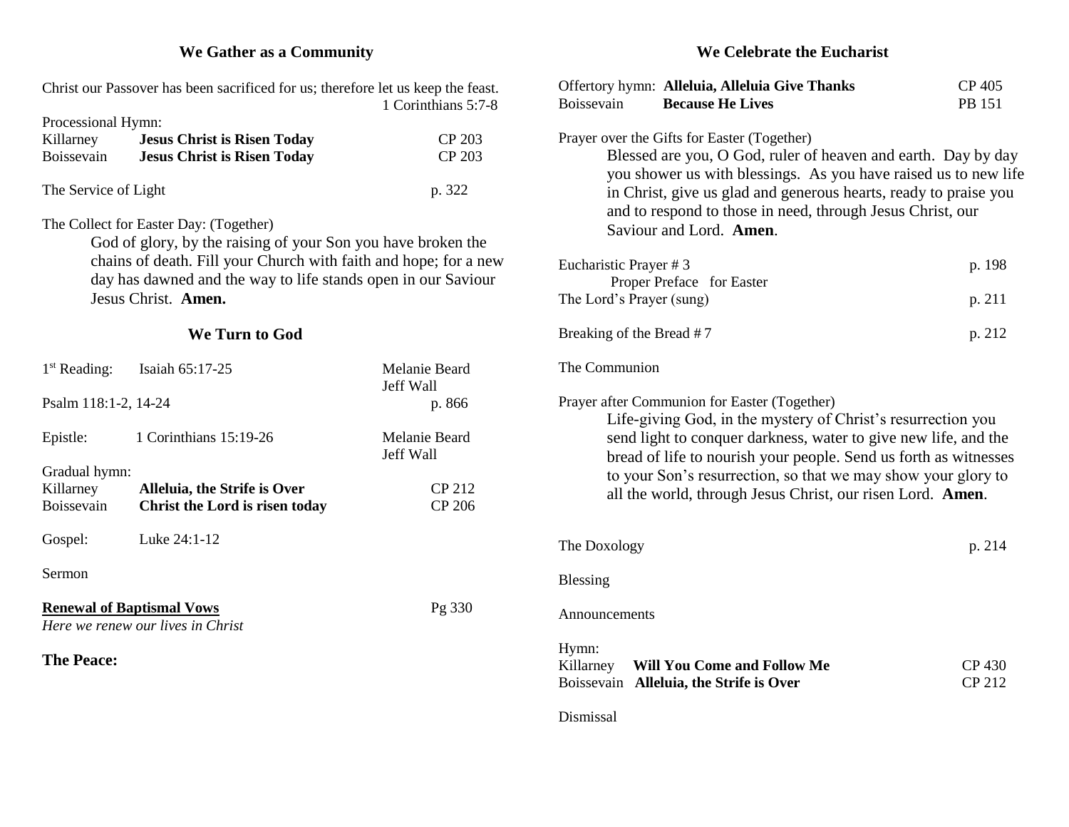## We Gather as a Community

Christ our Passover has been sacrificed for us; therefore let us keep the feast.
1 Corinthians 5:7-8

Processional Hymn:

| | | |
|---|---|---|
| Killarney | **Jesus Christ is Risen Today** | CP 203 |
| Boissevain | **Jesus Christ is Risen Today** | CP 203 |

The Service of Light — p. 322

The Collect for Easter Day: (Together)

> God of glory, by the raising of your Son you have broken the chains of death. Fill your Church with faith and hope; for a new day has dawned and the way to life stands open in our Saviour Jesus Christ. **Amen.**

## We Turn to God

| | | |
|---|---|---|
| 1st Reading: | Isaiah 65:17-25 | Melanie Beard<br>Jeff Wall |
| Psalm 118:1-2, 14-24 | | p. 866 |
| Epistle: | 1 Corinthians 15:19-26 | Melanie Beard<br>Jeff Wall |

Gradual hymn:

| | | |
|---|---|---|
| Killarney | **Alleluia, the Strife is Over** | CP 212 |
| Boissevain | **Christ the Lord is risen today** | CP 206 |

Gospel: Luke 24:1-12

Sermon

**<u>Renewal of Baptismal Vows</u>** — Pg 330

*Here we renew our lives in Christ*

**The Peace:**

## We Celebrate the Eucharist

| | | |
|---|---|---|
| Offertory hymn: | **Alleluia, Alleluia Give Thanks** | CP 405 |
| Boissevain | **Because He Lives** | PB 151 |

Prayer over the Gifts for Easter (Together)

> Blessed are you, O God, ruler of heaven and earth. Day by day you shower us with blessings. As you have raised us to new life in Christ, give us glad and generous hearts, ready to praise you and to respond to those in need, through Jesus Christ, our Saviour and Lord. **Amen**.

Eucharistic Prayer # 3 — p. 198
Proper Preface for Easter

The Lord's Prayer (sung) — p. 211

Breaking of the Bread # 7 — p. 212

The Communion

Prayer after Communion for Easter (Together)

> Life-giving God, in the mystery of Christ's resurrection you send light to conquer darkness, water to give new life, and the bread of life to nourish your people. Send us forth as witnesses to your Son's resurrection, so that we may show your glory to all the world, through Jesus Christ, our risen Lord. **Amen**.

The Doxology — p. 214

Blessing

Announcements

Hymn:

| | | |
|---|---|---|
| Killarney | **Will You Come and Follow Me** | CP 430 |
| Boissevain | **Alleluia, the Strife is Over** | CP 212 |

Dismissal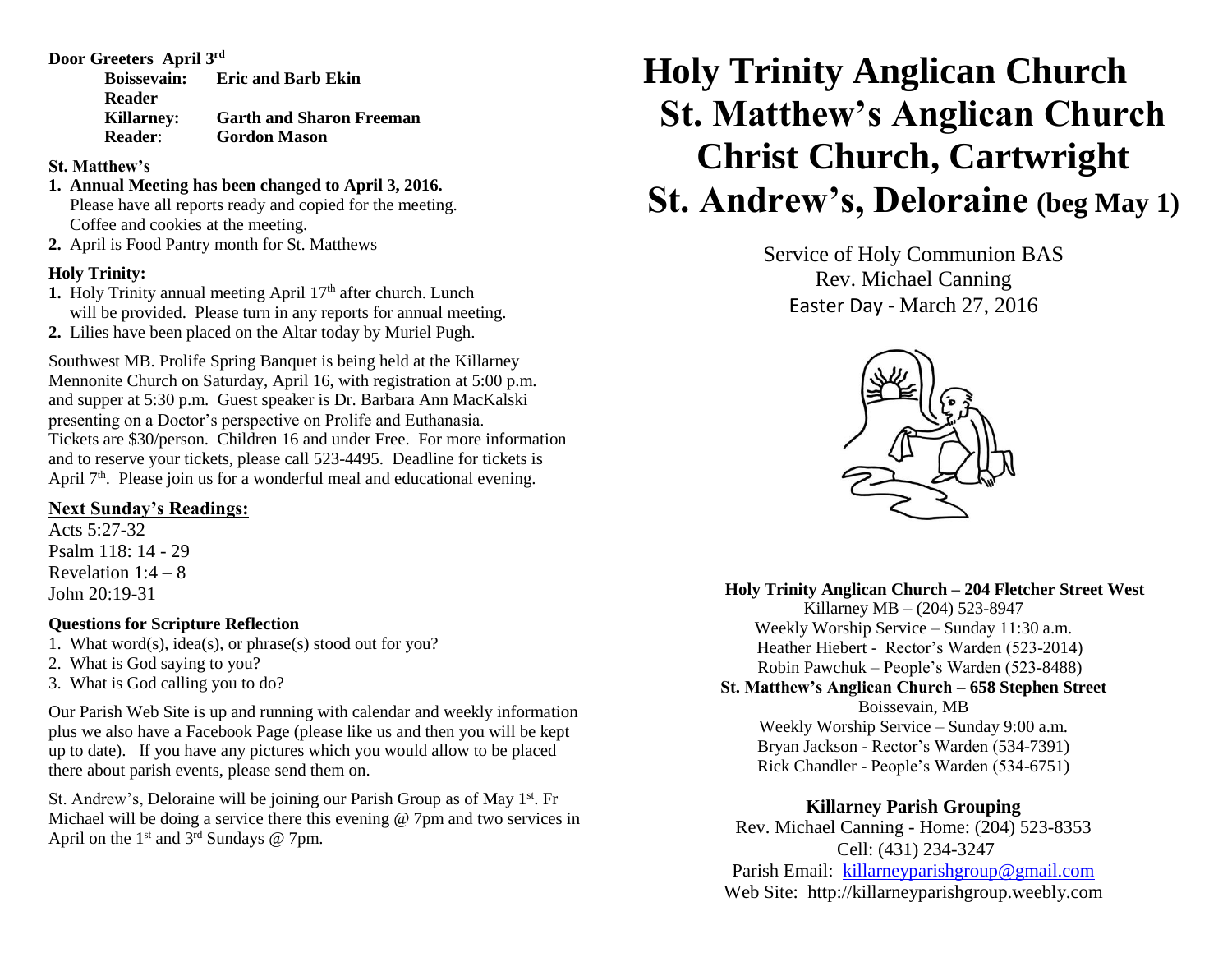**Door Greeters April 3rd**

**Boissevain:** **Eric and Barb Ekin**
**Reader**
**Killarney:** **Garth and Sharon Freeman**
**Reader:** **Gordon Mason**

**St. Matthew's**

1. **Annual Meeting has been changed to April 3, 2016.** Please have all reports ready and copied for the meeting. Coffee and cookies at the meeting.
2. April is Food Pantry month for St. Matthews

**Holy Trinity:**

1. Holy Trinity annual meeting April 17th after church. Lunch will be provided. Please turn in any reports for annual meeting.
2. Lilies have been placed on the Altar today by Muriel Pugh.

Southwest MB. Prolife Spring Banquet is being held at the Killarney Mennonite Church on Saturday, April 16, with registration at 5:00 p.m. and supper at 5:30 p.m. Guest speaker is Dr. Barbara Ann MacKalski presenting on a Doctor's perspective on Prolife and Euthanasia. Tickets are $30/person. Children 16 and under Free. For more information and to reserve your tickets, please call 523-4495. Deadline for tickets is April 7th. Please join us for a wonderful meal and educational evening.

## Next Sunday's Readings:

Acts 5:27-32
Psalm 118: 14 - 29
Revelation 1:4 – 8
John 20:19-31

**Questions for Scripture Reflection**

1. What word(s), idea(s), or phrase(s) stood out for you?
2. What is God saying to you?
3. What is God calling you to do?

Our Parish Web Site is up and running with calendar and weekly information plus we also have a Facebook Page (please like us and then you will be kept up to date). If you have any pictures which you would allow to be placed there about parish events, please send them on.

St. Andrew's, Deloraine will be joining our Parish Group as of May 1st. Fr Michael will be doing a service there this evening @ 7pm and two services in April on the 1st and 3rd Sundays @ 7pm.

# Holy Trinity Anglican Church
# St. Matthew's Anglican Church
# Christ Church, Cartwright
# St. Andrew's, Deloraine (beg May 1)

Service of Holy Communion BAS
Rev. Michael Canning
Easter Day - March 27, 2016

**Holy Trinity Anglican Church – 204 Fletcher Street West**
Killarney MB – (204) 523-8947
Weekly Worship Service – Sunday 11:30 a.m.
Heather Hiebert - Rector's Warden (523-2014)
Robin Pawchuk – People's Warden (523-8488)

**St. Matthew's Anglican Church – 658 Stephen Street**
Boissevain, MB
Weekly Worship Service – Sunday 9:00 a.m.
Bryan Jackson - Rector's Warden (534-7391)
Rick Chandler - People's Warden (534-6751)

**Killarney Parish Grouping**

Rev. Michael Canning - Home: (204) 523-8353
Cell: (431) 234-3247
Parish Email: killarneyparishgroup@gmail.com
Web Site: http://killarneyparishgroup.weebly.com